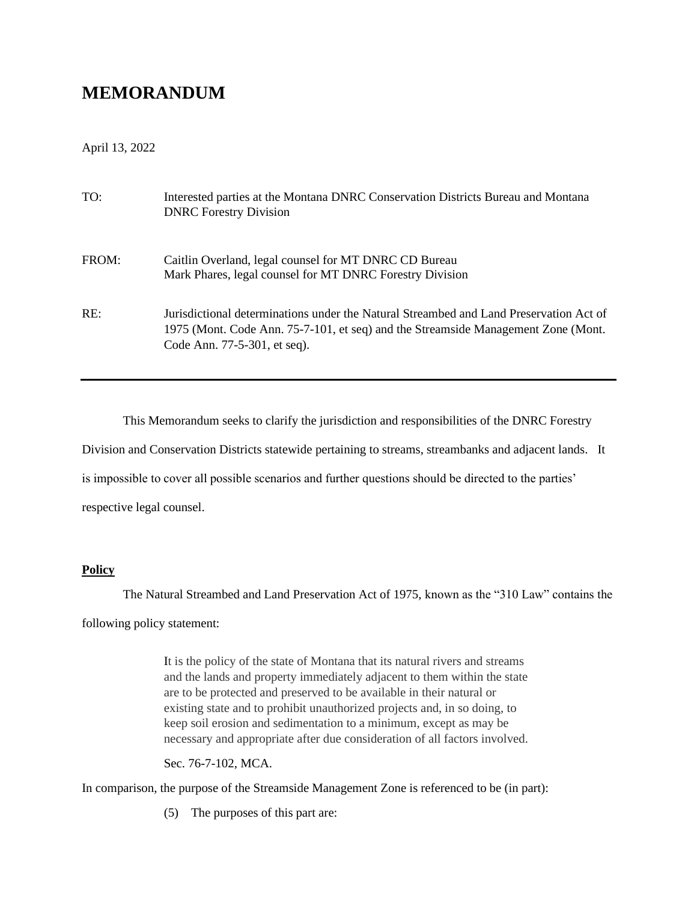# MEMORANDUM

April 13, 2022

| | |
|---|---|
| TO: | Interested parties at the Montana DNRC Conservation Districts Bureau and Montana DNRC Forestry Division |
| FROM: | Caitlin Overland, legal counsel for MT DNRC CD Bureau<br>Mark Phares, legal counsel for MT DNRC Forestry Division |
| RE: | Jurisdictional determinations under the Natural Streambed and Land Preservation Act of 1975 (Mont. Code Ann. 75-7-101, et seq) and the Streamside Management Zone (Mont. Code Ann. 77-5-301, et seq). |

---

This Memorandum seeks to clarify the jurisdiction and responsibilities of the DNRC Forestry Division and Conservation Districts statewide pertaining to streams, streambanks and adjacent lands. It is impossible to cover all possible scenarios and further questions should be directed to the parties' respective legal counsel.

**Policy**

The Natural Streambed and Land Preservation Act of 1975, known as the "310 Law" contains the following policy statement:

> It is the policy of the state of Montana that its natural rivers and streams and the lands and property immediately adjacent to them within the state are to be protected and preserved to be available in their natural or existing state and to prohibit unauthorized projects and, in so doing, to keep soil erosion and sedimentation to a minimum, except as may be necessary and appropriate after due consideration of all factors involved.
>
> Sec. 76-7-102, MCA.

In comparison, the purpose of the Streamside Management Zone is referenced to be (in part):

> (5) The purposes of this part are: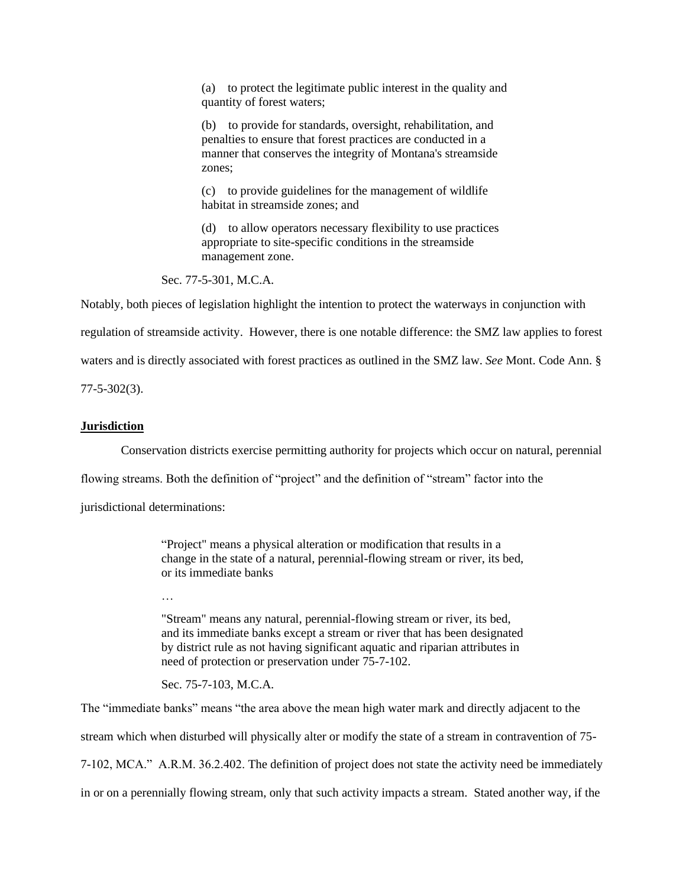> (a) to protect the legitimate public interest in the quality and quantity of forest waters;
>
> (b) to provide for standards, oversight, rehabilitation, and penalties to ensure that forest practices are conducted in a manner that conserves the integrity of Montana's streamside zones;
>
> (c) to provide guidelines for the management of wildlife habitat in streamside zones; and
>
> (d) to allow operators necessary flexibility to use practices appropriate to site-specific conditions in the streamside management zone.
>
> Sec. 77-5-301, M.C.A.

Notably, both pieces of legislation highlight the intention to protect the waterways in conjunction with regulation of streamside activity. However, there is one notable difference: the SMZ law applies to forest waters and is directly associated with forest practices as outlined in the SMZ law. *See* Mont. Code Ann. § 77-5-302(3).

**Jurisdiction**

Conservation districts exercise permitting authority for projects which occur on natural, perennial flowing streams. Both the definition of "project" and the definition of "stream" factor into the jurisdictional determinations:

> "Project" means a physical alteration or modification that results in a change in the state of a natural, perennial-flowing stream or river, its bed, or its immediate banks
>
> …
>
> "Stream" means any natural, perennial-flowing stream or river, its bed, and its immediate banks except a stream or river that has been designated by district rule as not having significant aquatic and riparian attributes in need of protection or preservation under 75-7-102.
>
> Sec. 75-7-103, M.C.A.

The "immediate banks" means "the area above the mean high water mark and directly adjacent to the stream which when disturbed will physically alter or modify the state of a stream in contravention of 75-7-102, MCA." A.R.M. 36.2.402. The definition of project does not state the activity need be immediately in or on a perennially flowing stream, only that such activity impacts a stream. Stated another way, if the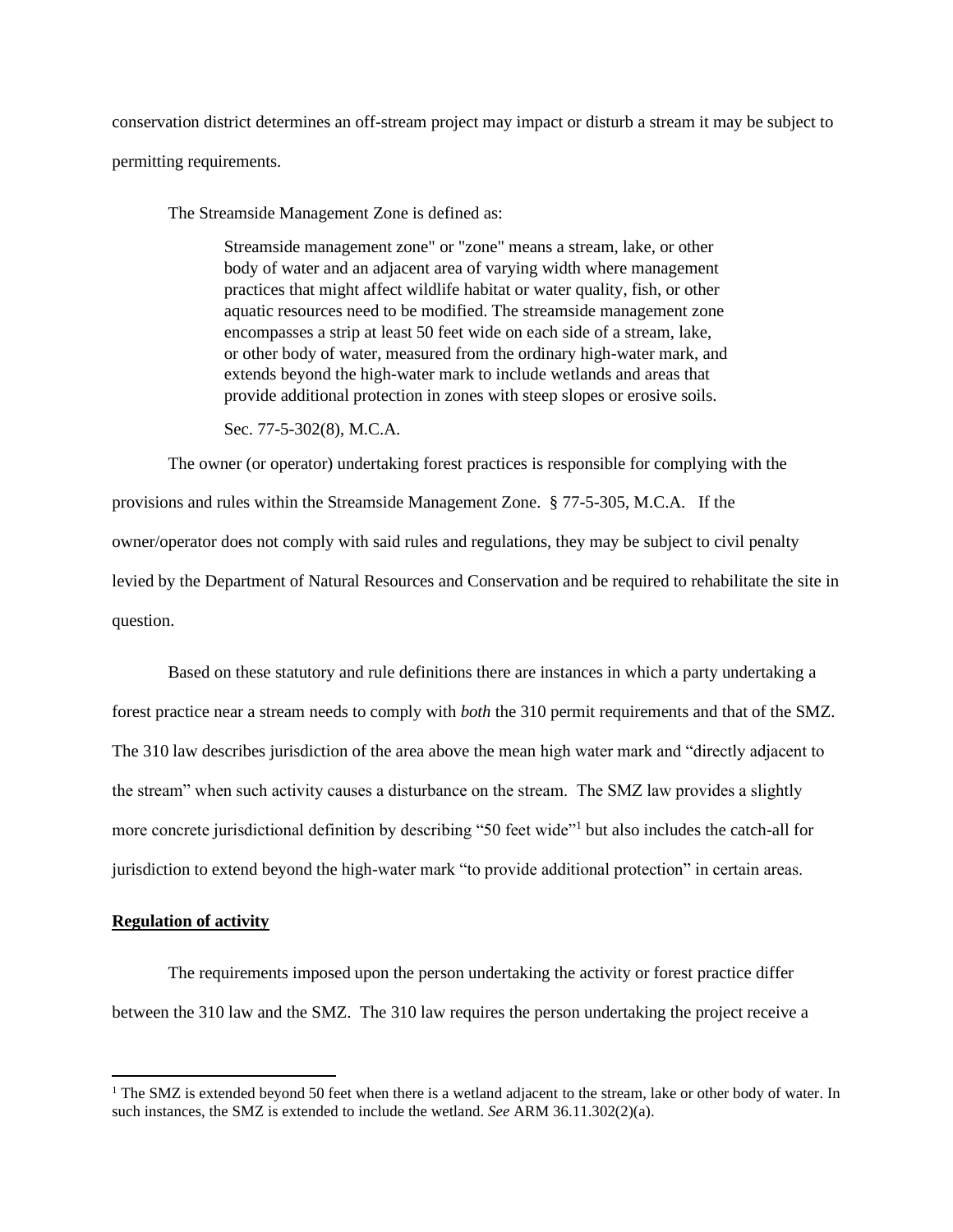conservation district determines an off-stream project may impact or disturb a stream it may be subject to permitting requirements.

The Streamside Management Zone is defined as:

> Streamside management zone" or "zone" means a stream, lake, or other body of water and an adjacent area of varying width where management practices that might affect wildlife habitat or water quality, fish, or other aquatic resources need to be modified. The streamside management zone encompasses a strip at least 50 feet wide on each side of a stream, lake, or other body of water, measured from the ordinary high-water mark, and extends beyond the high-water mark to include wetlands and areas that provide additional protection in zones with steep slopes or erosive soils.
>
> Sec. 77-5-302(8), M.C.A.

The owner (or operator) undertaking forest practices is responsible for complying with the provisions and rules within the Streamside Management Zone. § 77-5-305, M.C.A. If the owner/operator does not comply with said rules and regulations, they may be subject to civil penalty levied by the Department of Natural Resources and Conservation and be required to rehabilitate the site in question.

Based on these statutory and rule definitions there are instances in which a party undertaking a forest practice near a stream needs to comply with *both* the 310 permit requirements and that of the SMZ. The 310 law describes jurisdiction of the area above the mean high water mark and "directly adjacent to the stream" when such activity causes a disturbance on the stream. The SMZ law provides a slightly more concrete jurisdictional definition by describing "50 feet wide"[1] but also includes the catch-all for jurisdiction to extend beyond the high-water mark "to provide additional protection" in certain areas.

**Regulation of activity**

The requirements imposed upon the person undertaking the activity or forest practice differ between the 310 law and the SMZ. The 310 law requires the person undertaking the project receive a

[1] The SMZ is extended beyond 50 feet when there is a wetland adjacent to the stream, lake or other body of water. In such instances, the SMZ is extended to include the wetland. *See* ARM 36.11.302(2)(a).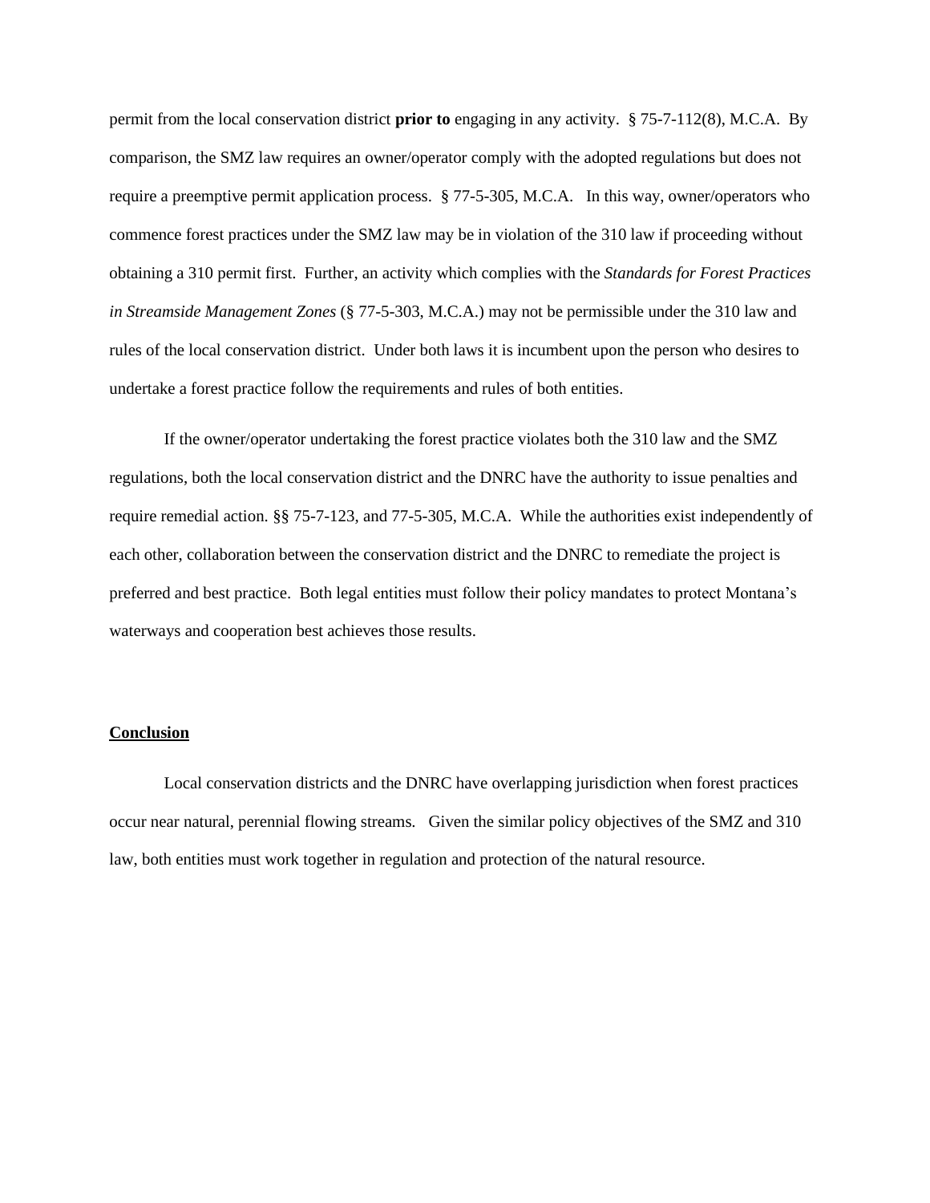permit from the local conservation district **prior to** engaging in any activity. § 75-7-112(8), M.C.A. By comparison, the SMZ law requires an owner/operator comply with the adopted regulations but does not require a preemptive permit application process. § 77-5-305, M.C.A. In this way, owner/operators who commence forest practices under the SMZ law may be in violation of the 310 law if proceeding without obtaining a 310 permit first. Further, an activity which complies with the *Standards for Forest Practices in Streamside Management Zones* (§ 77-5-303, M.C.A.) may not be permissible under the 310 law and rules of the local conservation district. Under both laws it is incumbent upon the person who desires to undertake a forest practice follow the requirements and rules of both entities.

If the owner/operator undertaking the forest practice violates both the 310 law and the SMZ regulations, both the local conservation district and the DNRC have the authority to issue penalties and require remedial action. §§ 75-7-123, and 77-5-305, M.C.A. While the authorities exist independently of each other, collaboration between the conservation district and the DNRC to remediate the project is preferred and best practice. Both legal entities must follow their policy mandates to protect Montana's waterways and cooperation best achieves those results.

## Conclusion

Local conservation districts and the DNRC have overlapping jurisdiction when forest practices occur near natural, perennial flowing streams. Given the similar policy objectives of the SMZ and 310 law, both entities must work together in regulation and protection of the natural resource.